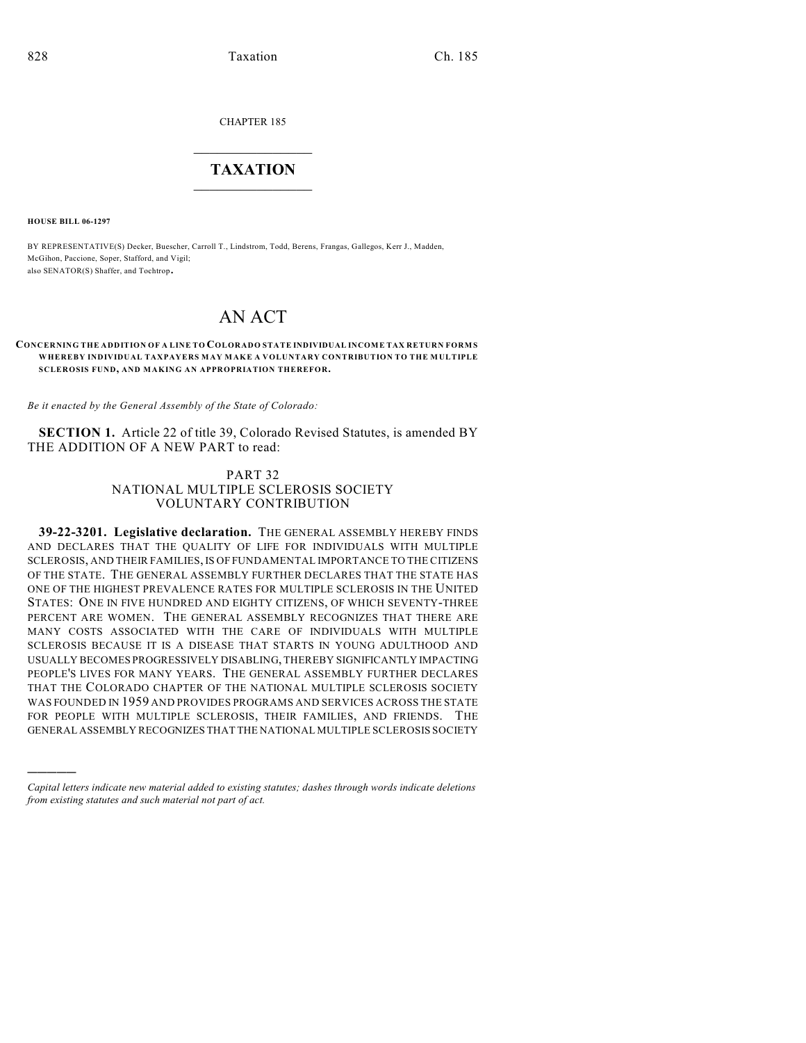CHAPTER 185

# TAXATION

**HOUSE BILL 06-1297**

BY REPRESENTATIVE(S) Decker, Buescher, Carroll T., Lindstrom, Todd, Berens, Frangas, Gallegos, Kerr J., Madden, McGihon, Paccione, Soper, Stafford, and Vigil;
also SENATOR(S) Shaffer, and Tochtrop.

# AN ACT

**CONCERNING THE ADDITION OF A LINE TO COLORADO STATE INDIVIDUAL INCOME TAX RETURN FORMS WHEREBY INDIVIDUAL TAXPAYERS MAY MAKE A VOLUNTARY CONTRIBUTION TO THE MULTIPLE SCLEROSIS FUND, AND MAKING AN APPROPRIATION THEREFOR.**

*Be it enacted by the General Assembly of the State of Colorado:*

**SECTION 1.** Article 22 of title 39, Colorado Revised Statutes, is amended BY THE ADDITION OF A NEW PART to read:

PART 32
NATIONAL MULTIPLE SCLEROSIS SOCIETY
VOLUNTARY CONTRIBUTION

**39-22-3201. Legislative declaration.** THE GENERAL ASSEMBLY HEREBY FINDS AND DECLARES THAT THE QUALITY OF LIFE FOR INDIVIDUALS WITH MULTIPLE SCLEROSIS, AND THEIR FAMILIES, IS OF FUNDAMENTAL IMPORTANCE TO THE CITIZENS OF THE STATE. THE GENERAL ASSEMBLY FURTHER DECLARES THAT THE STATE HAS ONE OF THE HIGHEST PREVALENCE RATES FOR MULTIPLE SCLEROSIS IN THE UNITED STATES: ONE IN FIVE HUNDRED AND EIGHTY CITIZENS, OF WHICH SEVENTY-THREE PERCENT ARE WOMEN. THE GENERAL ASSEMBLY RECOGNIZES THAT THERE ARE MANY COSTS ASSOCIATED WITH THE CARE OF INDIVIDUALS WITH MULTIPLE SCLEROSIS BECAUSE IT IS A DISEASE THAT STARTS IN YOUNG ADULTHOOD AND USUALLY BECOMES PROGRESSIVELY DISABLING, THEREBY SIGNIFICANTLY IMPACTING PEOPLE'S LIVES FOR MANY YEARS. THE GENERAL ASSEMBLY FURTHER DECLARES THAT THE COLORADO CHAPTER OF THE NATIONAL MULTIPLE SCLEROSIS SOCIETY WAS FOUNDED IN 1959 AND PROVIDES PROGRAMS AND SERVICES ACROSS THE STATE FOR PEOPLE WITH MULTIPLE SCLEROSIS, THEIR FAMILIES, AND FRIENDS. THE GENERAL ASSEMBLY RECOGNIZES THAT THE NATIONAL MULTIPLE SCLEROSIS SOCIETY

*Capital letters indicate new material added to existing statutes; dashes through words indicate deletions from existing statutes and such material not part of act.*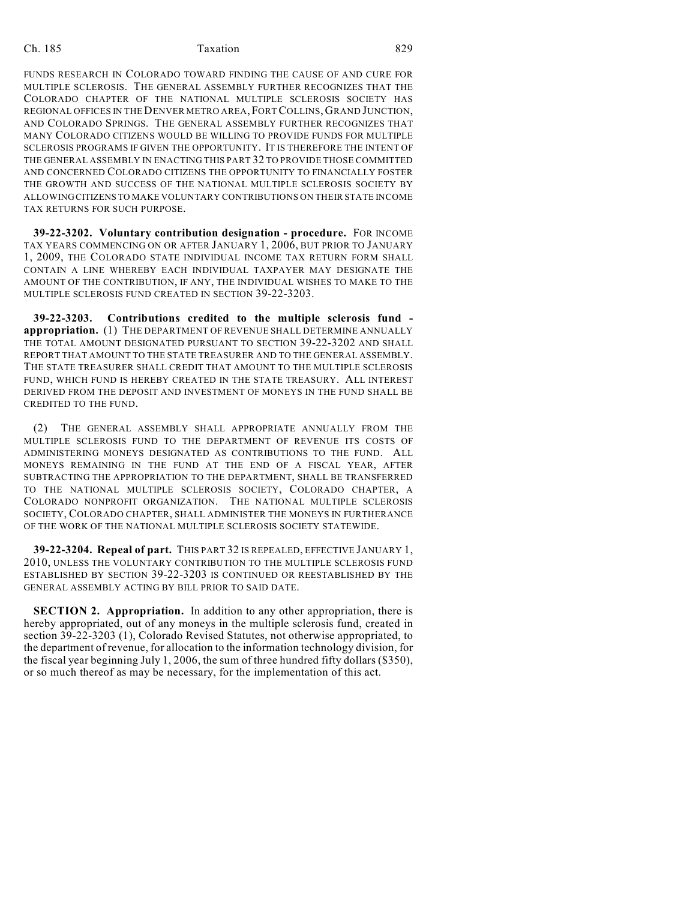FUNDS RESEARCH IN COLORADO TOWARD FINDING THE CAUSE OF AND CURE FOR MULTIPLE SCLEROSIS. THE GENERAL ASSEMBLY FURTHER RECOGNIZES THAT THE COLORADO CHAPTER OF THE NATIONAL MULTIPLE SCLEROSIS SOCIETY HAS REGIONAL OFFICES IN THE DENVER METRO AREA, FORT COLLINS, GRAND JUNCTION, AND COLORADO SPRINGS. THE GENERAL ASSEMBLY FURTHER RECOGNIZES THAT MANY COLORADO CITIZENS WOULD BE WILLING TO PROVIDE FUNDS FOR MULTIPLE SCLEROSIS PROGRAMS IF GIVEN THE OPPORTUNITY. IT IS THEREFORE THE INTENT OF THE GENERAL ASSEMBLY IN ENACTING THIS PART 32 TO PROVIDE THOSE COMMITTED AND CONCERNED COLORADO CITIZENS THE OPPORTUNITY TO FINANCIALLY FOSTER THE GROWTH AND SUCCESS OF THE NATIONAL MULTIPLE SCLEROSIS SOCIETY BY ALLOWING CITIZENS TO MAKE VOLUNTARY CONTRIBUTIONS ON THEIR STATE INCOME TAX RETURNS FOR SUCH PURPOSE.

**39-22-3202. Voluntary contribution designation - procedure.** FOR INCOME TAX YEARS COMMENCING ON OR AFTER JANUARY 1, 2006, BUT PRIOR TO JANUARY 1, 2009, THE COLORADO STATE INDIVIDUAL INCOME TAX RETURN FORM SHALL CONTAIN A LINE WHEREBY EACH INDIVIDUAL TAXPAYER MAY DESIGNATE THE AMOUNT OF THE CONTRIBUTION, IF ANY, THE INDIVIDUAL WISHES TO MAKE TO THE MULTIPLE SCLEROSIS FUND CREATED IN SECTION 39-22-3203.

**39-22-3203. Contributions credited to the multiple sclerosis fund - appropriation.** (1) THE DEPARTMENT OF REVENUE SHALL DETERMINE ANNUALLY THE TOTAL AMOUNT DESIGNATED PURSUANT TO SECTION 39-22-3202 AND SHALL REPORT THAT AMOUNT TO THE STATE TREASURER AND TO THE GENERAL ASSEMBLY. THE STATE TREASURER SHALL CREDIT THAT AMOUNT TO THE MULTIPLE SCLEROSIS FUND, WHICH FUND IS HEREBY CREATED IN THE STATE TREASURY. ALL INTEREST DERIVED FROM THE DEPOSIT AND INVESTMENT OF MONEYS IN THE FUND SHALL BE CREDITED TO THE FUND.

(2) THE GENERAL ASSEMBLY SHALL APPROPRIATE ANNUALLY FROM THE MULTIPLE SCLEROSIS FUND TO THE DEPARTMENT OF REVENUE ITS COSTS OF ADMINISTERING MONEYS DESIGNATED AS CONTRIBUTIONS TO THE FUND. ALL MONEYS REMAINING IN THE FUND AT THE END OF A FISCAL YEAR, AFTER SUBTRACTING THE APPROPRIATION TO THE DEPARTMENT, SHALL BE TRANSFERRED TO THE NATIONAL MULTIPLE SCLEROSIS SOCIETY, COLORADO CHAPTER, A COLORADO NONPROFIT ORGANIZATION. THE NATIONAL MULTIPLE SCLEROSIS SOCIETY, COLORADO CHAPTER, SHALL ADMINISTER THE MONEYS IN FURTHERANCE OF THE WORK OF THE NATIONAL MULTIPLE SCLEROSIS SOCIETY STATEWIDE.

**39-22-3204. Repeal of part.** THIS PART 32 IS REPEALED, EFFECTIVE JANUARY 1, 2010, UNLESS THE VOLUNTARY CONTRIBUTION TO THE MULTIPLE SCLEROSIS FUND ESTABLISHED BY SECTION 39-22-3203 IS CONTINUED OR REESTABLISHED BY THE GENERAL ASSEMBLY ACTING BY BILL PRIOR TO SAID DATE.

**SECTION 2. Appropriation.** In addition to any other appropriation, there is hereby appropriated, out of any moneys in the multiple sclerosis fund, created in section 39-22-3203 (1), Colorado Revised Statutes, not otherwise appropriated, to the department of revenue, for allocation to the information technology division, for the fiscal year beginning July 1, 2006, the sum of three hundred fifty dollars ($350), or so much thereof as may be necessary, for the implementation of this act.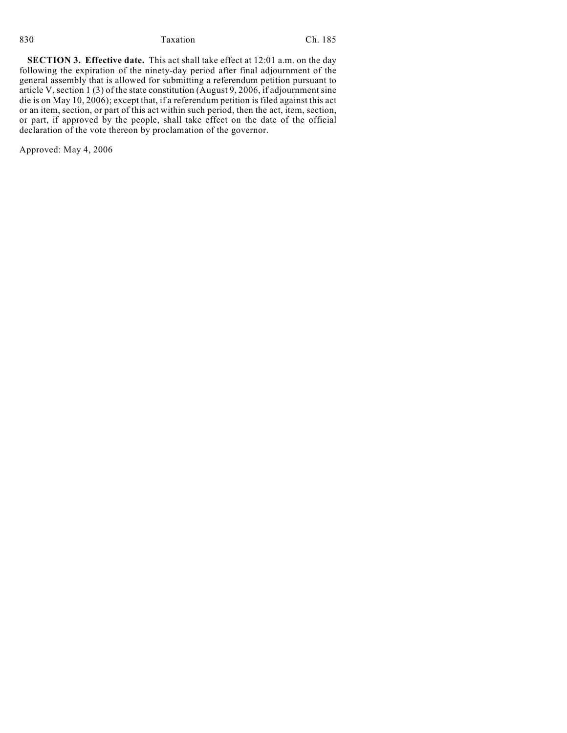**SECTION 3. Effective date.** This act shall take effect at 12:01 a.m. on the day following the expiration of the ninety-day period after final adjournment of the general assembly that is allowed for submitting a referendum petition pursuant to article V, section 1 (3) of the state constitution (August 9, 2006, if adjournment sine die is on May 10, 2006); except that, if a referendum petition is filed against this act or an item, section, or part of this act within such period, then the act, item, section, or part, if approved by the people, shall take effect on the date of the official declaration of the vote thereon by proclamation of the governor.

Approved: May 4, 2006